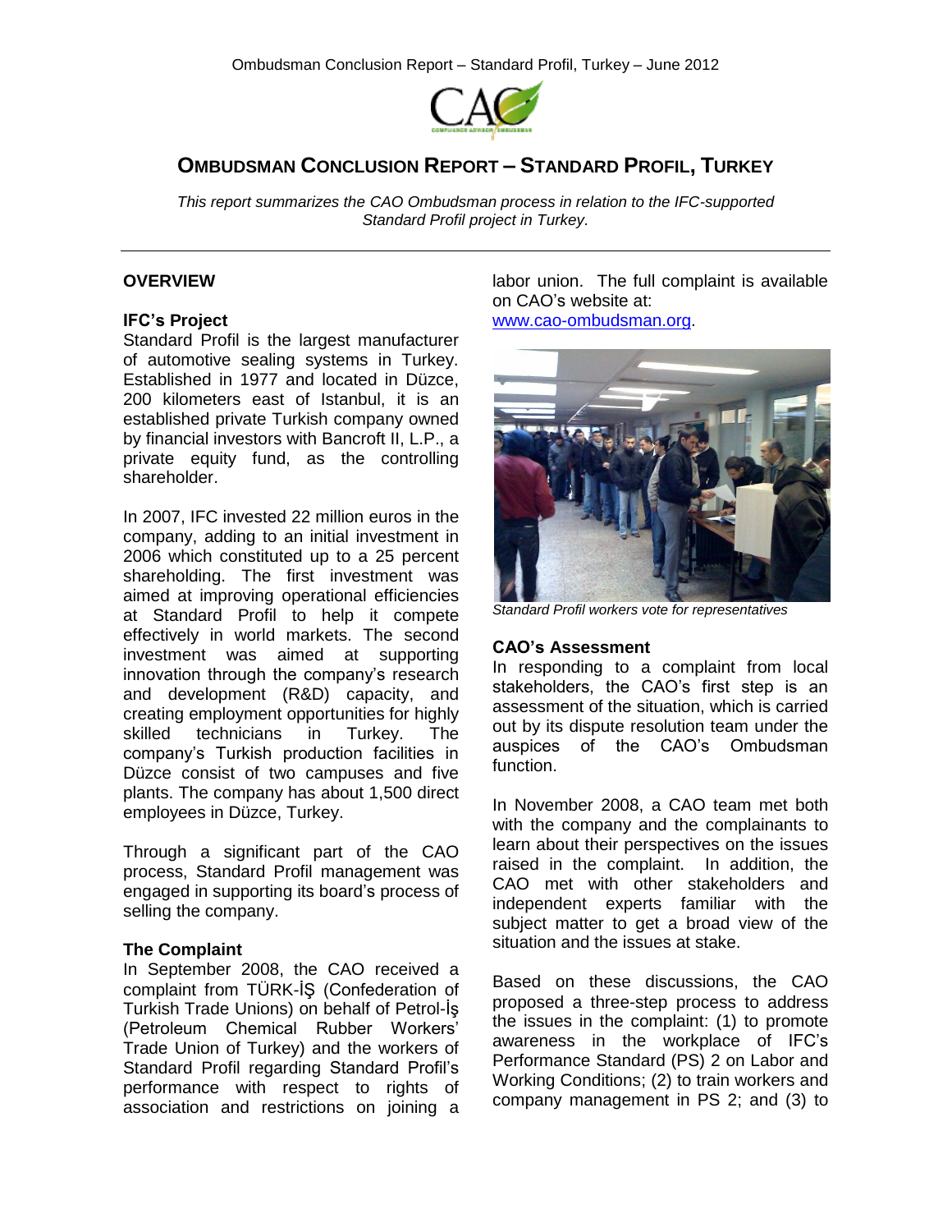# OMBUDSMAN CONCLUSION REPORT – STANDARD PROFIL, TURKEY

*This report summarizes the CAO Ombudsman process in relation to the IFC-supported Standard Profil project in Turkey.*

## OVERVIEW

### IFC's Project

Standard Profil is the largest manufacturer of automotive sealing systems in Turkey. Established in 1977 and located in Düzce, 200 kilometers east of Istanbul, it is an established private Turkish company owned by financial investors with Bancroft II, L.P., a private equity fund, as the controlling shareholder.

In 2007, IFC invested 22 million euros in the company, adding to an initial investment in 2006 which constituted up to a 25 percent shareholding. The first investment was aimed at improving operational efficiencies at Standard Profil to help it compete effectively in world markets. The second investment was aimed at supporting innovation through the company's research and development (R&D) capacity, and creating employment opportunities for highly skilled technicians in Turkey. The company's Turkish production facilities in Düzce consist of two campuses and five plants. The company has about 1,500 direct employees in Düzce, Turkey.

Through a significant part of the CAO process, Standard Profil management was engaged in supporting its board's process of selling the company.

### The Complaint

In September 2008, the CAO received a complaint from TÜRK-İŞ (Confederation of Turkish Trade Unions) on behalf of Petrol-İş (Petroleum Chemical Rubber Workers' Trade Union of Turkey) and the workers of Standard Profil regarding Standard Profil's performance with respect to rights of association and restrictions on joining a labor union. The full complaint is available on CAO's website at: [www.cao-ombudsman.org](www.cao-ombudsman.org).

*Standard Profil workers vote for representatives*

### CAO's Assessment

In responding to a complaint from local stakeholders, the CAO's first step is an assessment of the situation, which is carried out by its dispute resolution team under the auspices of the CAO's Ombudsman function.

In November 2008, a CAO team met both with the company and the complainants to learn about their perspectives on the issues raised in the complaint. In addition, the CAO met with other stakeholders and independent experts familiar with the subject matter to get a broad view of the situation and the issues at stake.

Based on these discussions, the CAO proposed a three-step process to address the issues in the complaint: (1) to promote awareness in the workplace of IFC's Performance Standard (PS) 2 on Labor and Working Conditions; (2) to train workers and company management in PS 2; and (3) to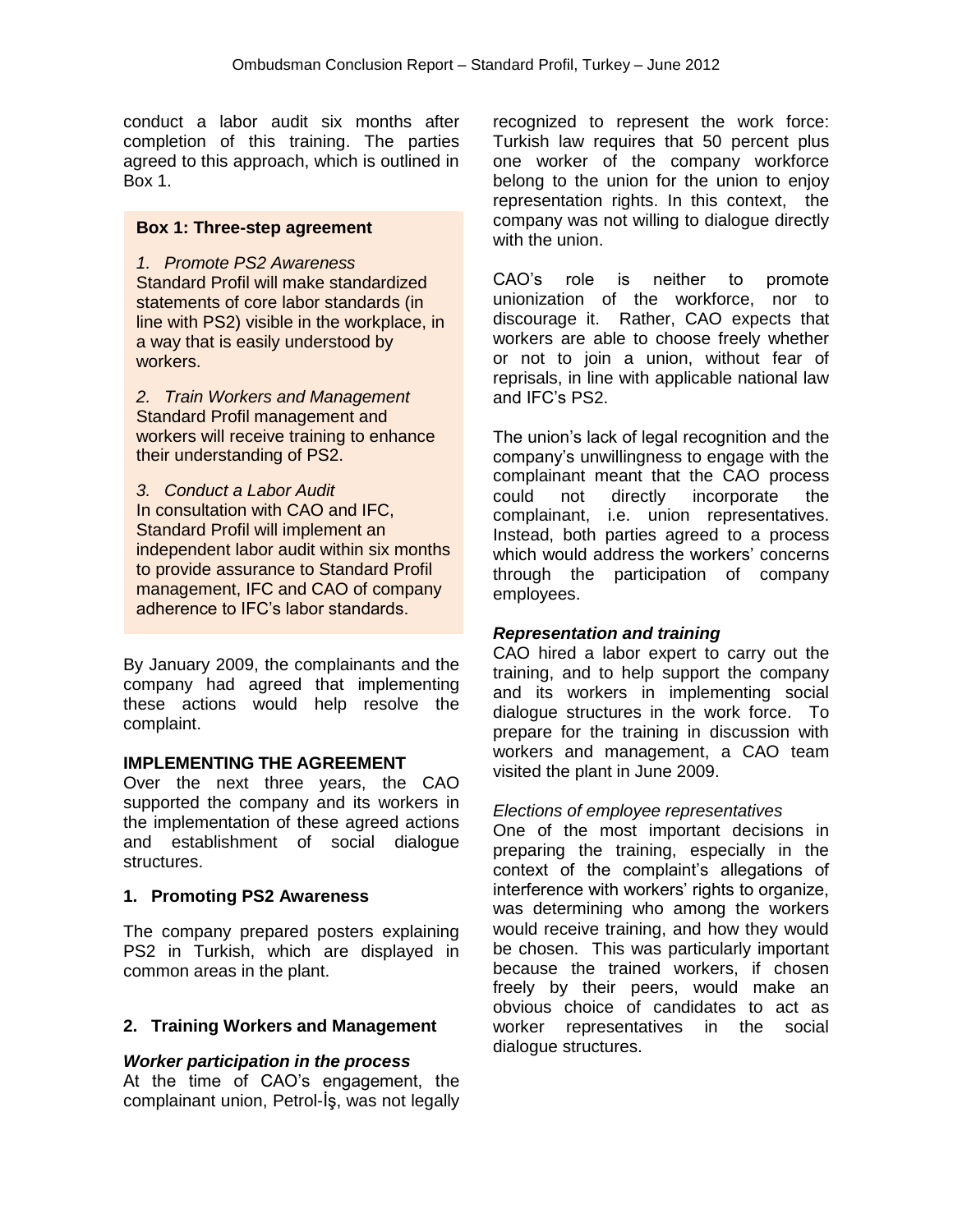conduct a labor audit six months after completion of this training. The parties agreed to this approach, which is outlined in Box 1.

> **Box 1: Three-step agreement**
>
> 1. *Promote PS2 Awareness*
> Standard Profil will make standardized statements of core labor standards (in line with PS2) visible in the workplace, in a way that is easily understood by workers.
>
> 2. *Train Workers and Management*
> Standard Profil management and workers will receive training to enhance their understanding of PS2.
>
> 3. *Conduct a Labor Audit*
> In consultation with CAO and IFC, Standard Profil will implement an independent labor audit within six months to provide assurance to Standard Profil management, IFC and CAO of company adherence to IFC's labor standards.

By January 2009, the complainants and the company had agreed that implementing these actions would help resolve the complaint.

## IMPLEMENTING THE AGREEMENT

Over the next three years, the CAO supported the company and its workers in the implementation of these agreed actions and establishment of social dialogue structures.

### 1. Promoting PS2 Awareness

The company prepared posters explaining PS2 in Turkish, which are displayed in common areas in the plant.

### 2. Training Workers and Management

#### *Worker participation in the process*

At the time of CAO's engagement, the complainant union, Petrol-İş, was not legally recognized to represent the work force: Turkish law requires that 50 percent plus one worker of the company workforce belong to the union for the union to enjoy representation rights. In this context, the company was not willing to dialogue directly with the union.

CAO's role is neither to promote unionization of the workforce, nor to discourage it. Rather, CAO expects that workers are able to choose freely whether or not to join a union, without fear of reprisals, in line with applicable national law and IFC's PS2.

The union's lack of legal recognition and the company's unwillingness to engage with the complainant meant that the CAO process could not directly incorporate the complainant, i.e. union representatives. Instead, both parties agreed to a process which would address the workers' concerns through the participation of company employees.

#### *Representation and training*

CAO hired a labor expert to carry out the training, and to help support the company and its workers in implementing social dialogue structures in the work force. To prepare for the training in discussion with workers and management, a CAO team visited the plant in June 2009.

*Elections of employee representatives*

One of the most important decisions in preparing the training, especially in the context of the complaint's allegations of interference with workers' rights to organize, was determining who among the workers would receive training, and how they would be chosen. This was particularly important because the trained workers, if chosen freely by their peers, would make an obvious choice of candidates to act as worker representatives in the social dialogue structures.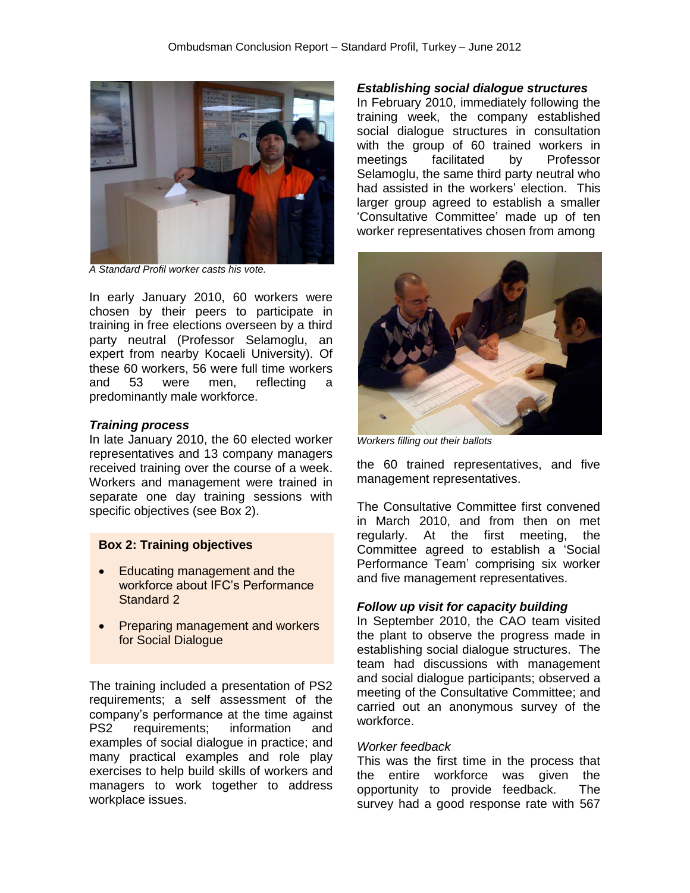A Standard Profil worker casts his vote.

In early January 2010, 60 workers were chosen by their peers to participate in training in free elections overseen by a third party neutral (Professor Selamoglu, an expert from nearby Kocaeli University). Of these 60 workers, 56 were full time workers and 53 were men, reflecting a predominantly male workforce.

### *Training process*

In late January 2010, the 60 elected worker representatives and 13 company managers received training over the course of a week. Workers and management were trained in separate one day training sessions with specific objectives (see Box 2).

> **Box 2: Training objectives**
>
> - Educating management and the workforce about IFC's Performance Standard 2
> - Preparing management and workers for Social Dialogue

The training included a presentation of PS2 requirements; a self assessment of the company's performance at the time against PS2 requirements; information and examples of social dialogue in practice; and many practical examples and role play exercises to help build skills of workers and managers to work together to address workplace issues.

### *Establishing social dialogue structures*

In February 2010, immediately following the training week, the company established social dialogue structures in consultation with the group of 60 trained workers in meetings facilitated by Professor Selamoglu, the same third party neutral who had assisted in the workers' election. This larger group agreed to establish a smaller 'Consultative Committee' made up of ten worker representatives chosen from among the 60 trained representatives, and five management representatives.

Workers filling out their ballots

The Consultative Committee first convened in March 2010, and from then on met regularly. At the first meeting, the Committee agreed to establish a 'Social Performance Team' comprising six worker and five management representatives.

### *Follow up visit for capacity building*

In September 2010, the CAO team visited the plant to observe the progress made in establishing social dialogue structures. The team had discussions with management and social dialogue participants; observed a meeting of the Consultative Committee; and carried out an anonymous survey of the workforce.

*Worker feedback*

This was the first time in the process that the entire workforce was given the opportunity to provide feedback. The survey had a good response rate with 567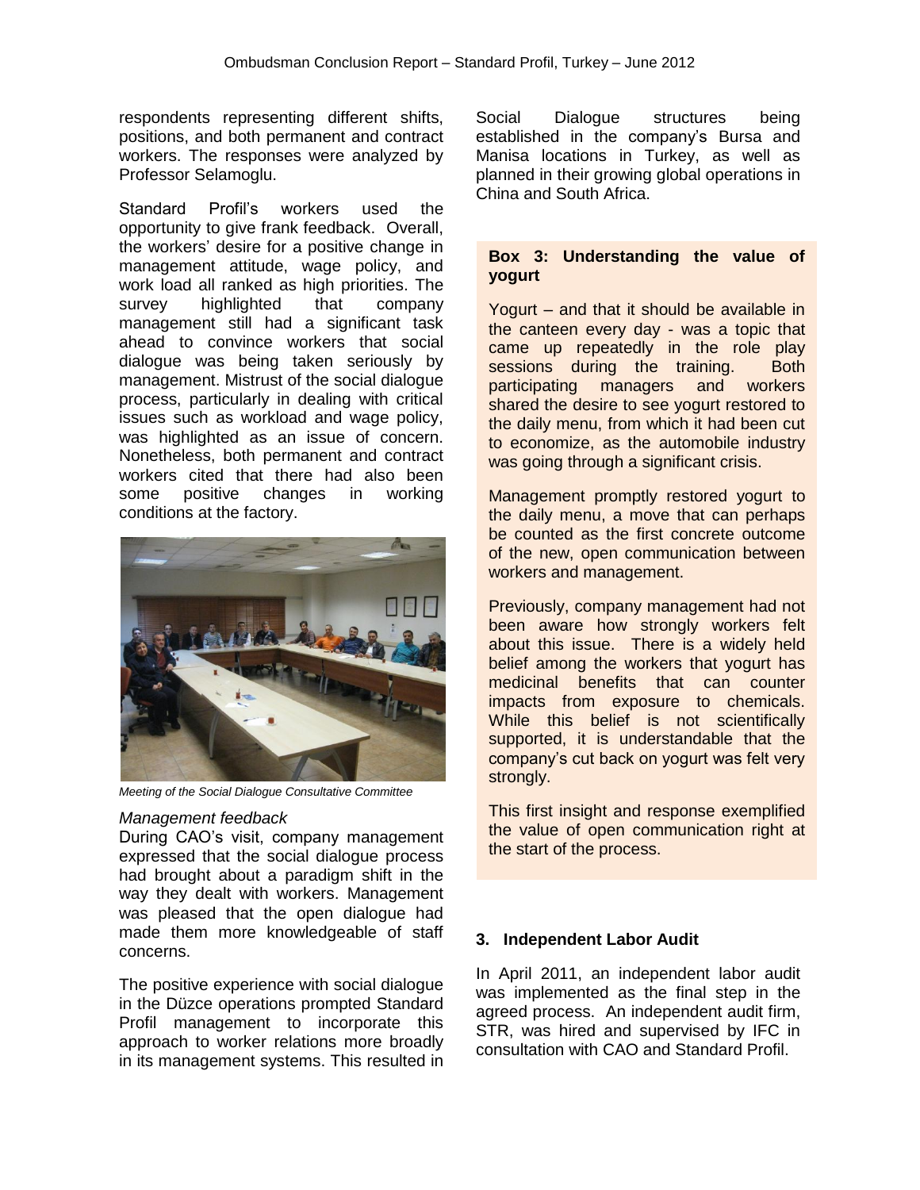respondents representing different shifts, positions, and both permanent and contract workers. The responses were analyzed by Professor Selamoglu.

Standard Profil's workers used the opportunity to give frank feedback. Overall, the workers' desire for a positive change in management attitude, wage policy, and work load all ranked as high priorities. The survey highlighted that company management still had a significant task ahead to convince workers that social dialogue was being taken seriously by management. Mistrust of the social dialogue process, particularly in dealing with critical issues such as workload and wage policy, was highlighted as an issue of concern. Nonetheless, both permanent and contract workers cited that there had also been some positive changes in working conditions at the factory.

*Meeting of the Social Dialogue Consultative Committee*

*Management feedback*

During CAO's visit, company management expressed that the social dialogue process had brought about a paradigm shift in the way they dealt with workers. Management was pleased that the open dialogue had made them more knowledgeable of staff concerns.

The positive experience with social dialogue in the Düzce operations prompted Standard Profil management to incorporate this approach to worker relations more broadly in its management systems. This resulted in Social Dialogue structures being established in the company's Bursa and Manisa locations in Turkey, as well as planned in their growing global operations in China and South Africa.

**Box 3: Understanding the value of yogurt**

Yogurt – and that it should be available in the canteen every day - was a topic that came up repeatedly in the role play sessions during the training. Both participating managers and workers shared the desire to see yogurt restored to the daily menu, from which it had been cut to economize, as the automobile industry was going through a significant crisis.

Management promptly restored yogurt to the daily menu, a move that can perhaps be counted as the first concrete outcome of the new, open communication between workers and management.

Previously, company management had not been aware how strongly workers felt about this issue. There is a widely held belief among the workers that yogurt has medicinal benefits that can counter impacts from exposure to chemicals. While this belief is not scientifically supported, it is understandable that the company's cut back on yogurt was felt very strongly.

This first insight and response exemplified the value of open communication right at the start of the process.

### 3. Independent Labor Audit

In April 2011, an independent labor audit was implemented as the final step in the agreed process. An independent audit firm, STR, was hired and supervised by IFC in consultation with CAO and Standard Profil.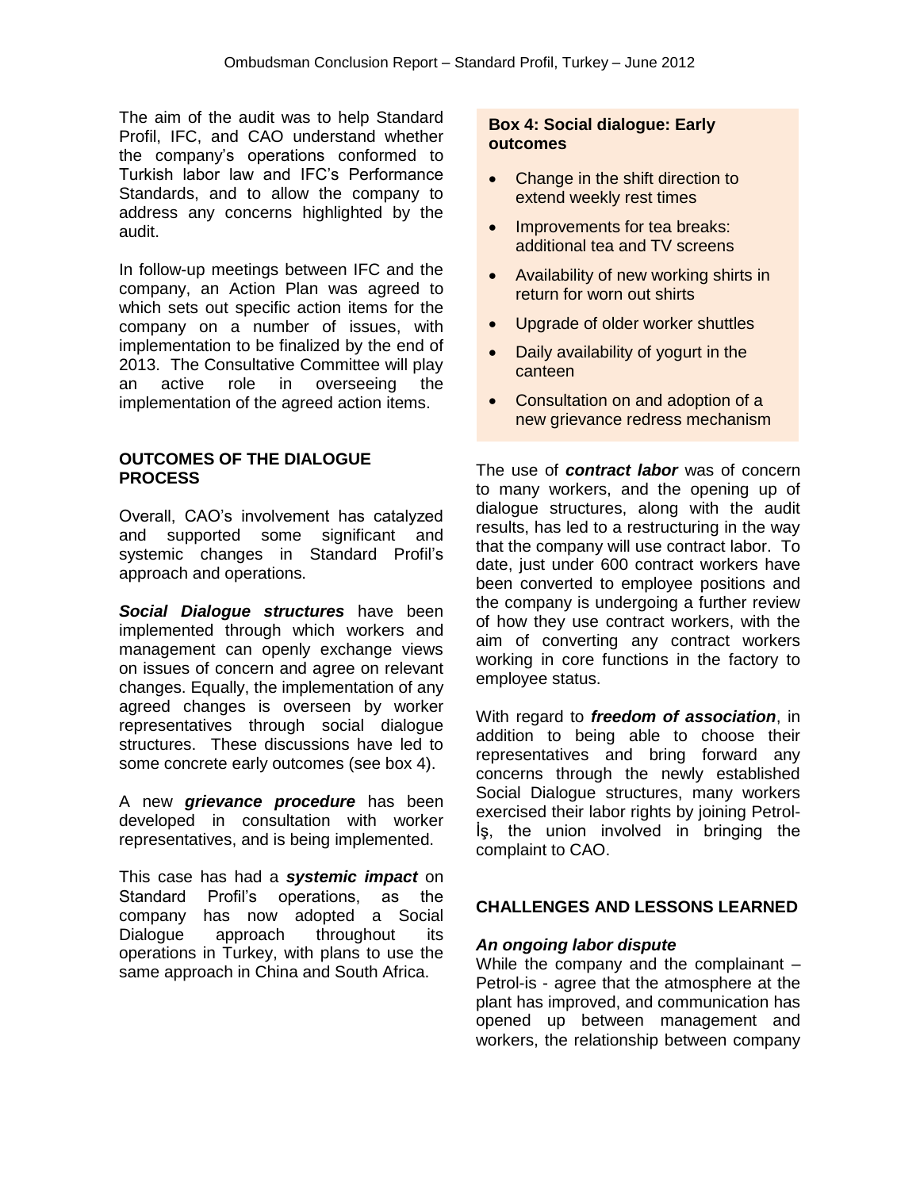The aim of the audit was to help Standard Profil, IFC, and CAO understand whether the company's operations conformed to Turkish labor law and IFC's Performance Standards, and to allow the company to address any concerns highlighted by the audit.

In follow-up meetings between IFC and the company, an Action Plan was agreed to which sets out specific action items for the company on a number of issues, with implementation to be finalized by the end of 2013. The Consultative Committee will play an active role in overseeing the implementation of the agreed action items.

## OUTCOMES OF THE DIALOGUE PROCESS

Overall, CAO's involvement has catalyzed and supported some significant and systemic changes in Standard Profil's approach and operations.

***Social Dialogue structures*** have been implemented through which workers and management can openly exchange views on issues of concern and agree on relevant changes. Equally, the implementation of any agreed changes is overseen by worker representatives through social dialogue structures. These discussions have led to some concrete early outcomes (see box 4).

A new ***grievance procedure*** has been developed in consultation with worker representatives, and is being implemented.

This case has had a ***systemic impact*** on Standard Profil's operations, as the company has now adopted a Social Dialogue approach throughout its operations in Turkey, with plans to use the same approach in China and South Africa.

**Box 4: Social dialogue: Early outcomes**

- Change in the shift direction to extend weekly rest times
- Improvements for tea breaks: additional tea and TV screens
- Availability of new working shirts in return for worn out shirts
- Upgrade of older worker shuttles
- Daily availability of yogurt in the canteen
- Consultation on and adoption of a new grievance redress mechanism

The use of ***contract labor*** was of concern to many workers, and the opening up of dialogue structures, along with the audit results, has led to a restructuring in the way that the company will use contract labor. To date, just under 600 contract workers have been converted to employee positions and the company is undergoing a further review of how they use contract workers, with the aim of converting any contract workers working in core functions in the factory to employee status.

With regard to ***freedom of association***, in addition to being able to choose their representatives and bring forward any concerns through the newly established Social Dialogue structures, many workers exercised their labor rights by joining Petrol-İş, the union involved in bringing the complaint to CAO.

## CHALLENGES AND LESSONS LEARNED

### *An ongoing labor dispute*

While the company and the complainant – Petrol-is - agree that the atmosphere at the plant has improved, and communication has opened up between management and workers, the relationship between company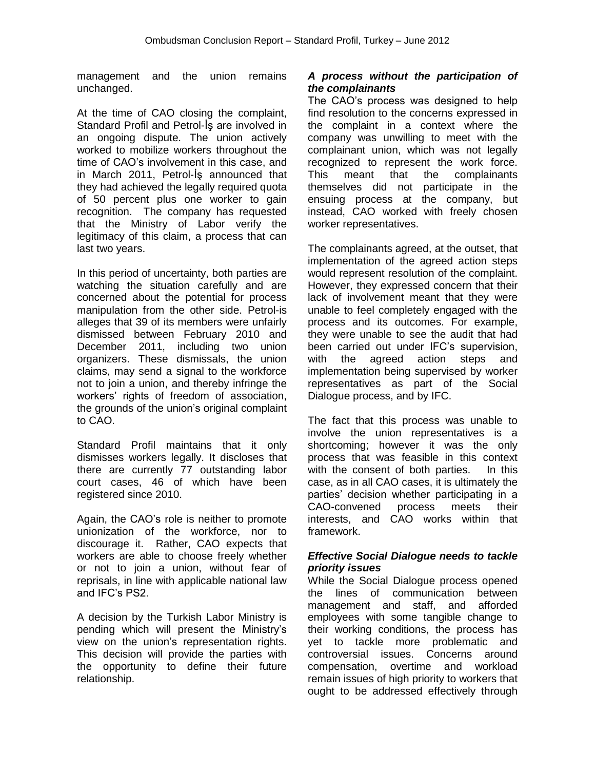management and the union remains unchanged.

At the time of CAO closing the complaint, Standard Profil and Petrol-İş are involved in an ongoing dispute. The union actively worked to mobilize workers throughout the time of CAO's involvement in this case, and in March 2011, Petrol-İş announced that they had achieved the legally required quota of 50 percent plus one worker to gain recognition. The company has requested that the Ministry of Labor verify the legitimacy of this claim, a process that can last two years.

In this period of uncertainty, both parties are watching the situation carefully and are concerned about the potential for process manipulation from the other side. Petrol-is alleges that 39 of its members were unfairly dismissed between February 2010 and December 2011, including two union organizers. These dismissals, the union claims, may send a signal to the workforce not to join a union, and thereby infringe the workers' rights of freedom of association, the grounds of the union's original complaint to CAO.

Standard Profil maintains that it only dismisses workers legally. It discloses that there are currently 77 outstanding labor court cases, 46 of which have been registered since 2010.

Again, the CAO's role is neither to promote unionization of the workforce, nor to discourage it. Rather, CAO expects that workers are able to choose freely whether or not to join a union, without fear of reprisals, in line with applicable national law and IFC's PS2.

A decision by the Turkish Labor Ministry is pending which will present the Ministry's view on the union's representation rights. This decision will provide the parties with the opportunity to define their future relationship.

***A process without the participation of the complainants***

The CAO's process was designed to help find resolution to the concerns expressed in the complaint in a context where the company was unwilling to meet with the complainant union, which was not legally recognized to represent the work force. This meant that the complainants themselves did not participate in the ensuing process at the company, but instead, CAO worked with freely chosen worker representatives.

The complainants agreed, at the outset, that implementation of the agreed action steps would represent resolution of the complaint. However, they expressed concern that their lack of involvement meant that they were unable to feel completely engaged with the process and its outcomes. For example, they were unable to see the audit that had been carried out under IFC's supervision, with the agreed action steps and implementation being supervised by worker representatives as part of the Social Dialogue process, and by IFC.

The fact that this process was unable to involve the union representatives is a shortcoming; however it was the only process that was feasible in this context with the consent of both parties. In this case, as in all CAO cases, it is ultimately the parties' decision whether participating in a CAO-convened process meets their interests, and CAO works within that framework.

***Effective Social Dialogue needs to tackle priority issues***

While the Social Dialogue process opened the lines of communication between management and staff, and afforded employees with some tangible change to their working conditions, the process has yet to tackle more problematic and controversial issues. Concerns around compensation, overtime and workload remain issues of high priority to workers that ought to be addressed effectively through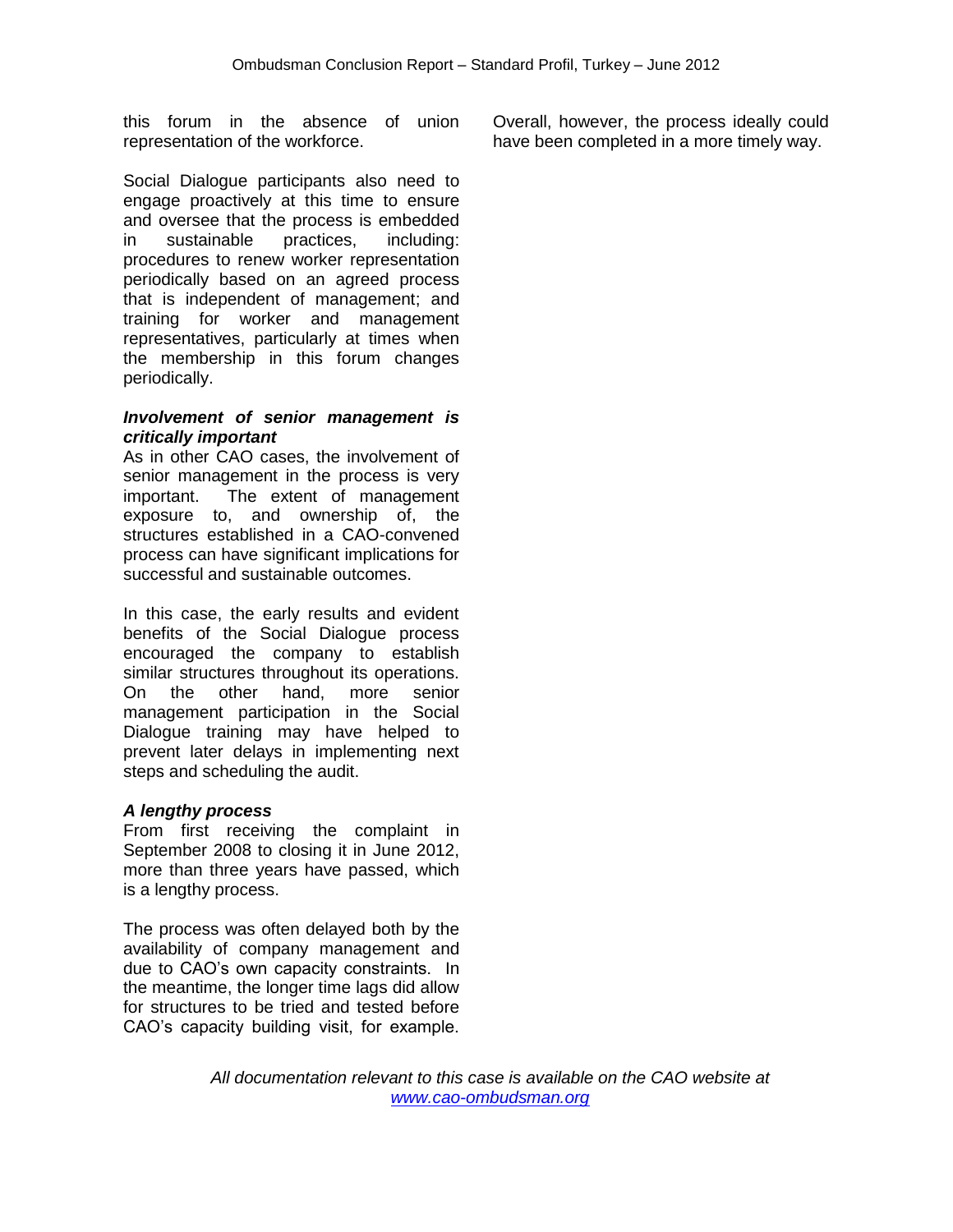this forum in the absence of union representation of the workforce.

Social Dialogue participants also need to engage proactively at this time to ensure and oversee that the process is embedded in sustainable practices, including: procedures to renew worker representation periodically based on an agreed process that is independent of management; and training for worker and management representatives, particularly at times when the membership in this forum changes periodically.

***Involvement of senior management is critically important***

As in other CAO cases, the involvement of senior management in the process is very important. The extent of management exposure to, and ownership of, the structures established in a CAO-convened process can have significant implications for successful and sustainable outcomes.

In this case, the early results and evident benefits of the Social Dialogue process encouraged the company to establish similar structures throughout its operations. On the other hand, more senior management participation in the Social Dialogue training may have helped to prevent later delays in implementing next steps and scheduling the audit.

***A lengthy process***

From first receiving the complaint in September 2008 to closing it in June 2012, more than three years have passed, which is a lengthy process.

The process was often delayed both by the availability of company management and due to CAO's own capacity constraints. In the meantime, the longer time lags did allow for structures to be tried and tested before CAO's capacity building visit, for example. Overall, however, the process ideally could have been completed in a more timely way.

*All documentation relevant to this case is available on the CAO website at [www.cao-ombudsman.org](http://www.cao-ombudsman.org)*